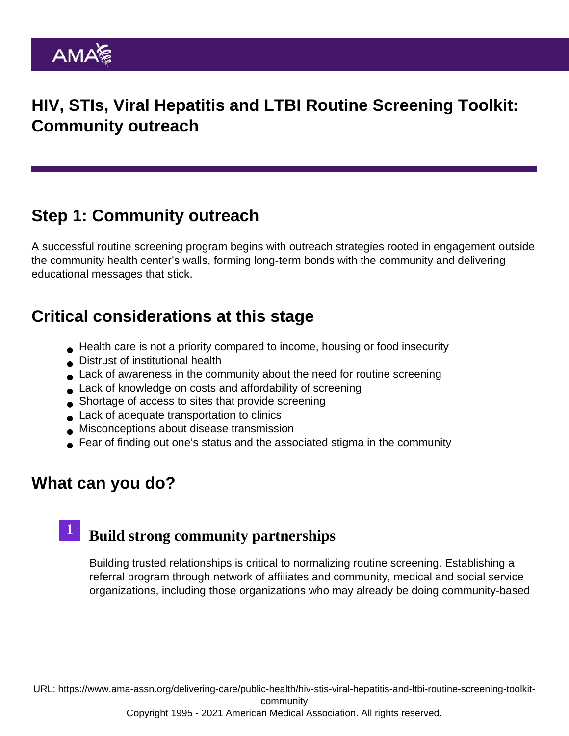# HIV, STIs, Viral Hepatitis and LTBI Routine Screening Toolkit: Community outreach

## Step 1: Community outreach

A successful routine screening program begins with outreach strategies rooted in engagement outside the community health center's walls, forming long-term bonds with the community and delivering educational messages that stick.

## Critical considerations at this stage

- Health care is not a priority compared to income, housing or food insecurity
- Distrust of institutional health
- Lack of awareness in the community about the need for routine screening
- Lack of knowledge on costs and affordability of screening
- Shortage of access to sites that provide screening
- Lack of adequate transportation to clinics
- Misconceptions about disease transmission
- Fear of finding out one's status and the associated stigma in the community

## What can you do?

### 1 Build strong community partnerships

Building trusted relationships is critical to normalizing routine screening. Establishing a referral program through network of affiliates and community, medical and social service organizations, including those organizations who may already be doing community-based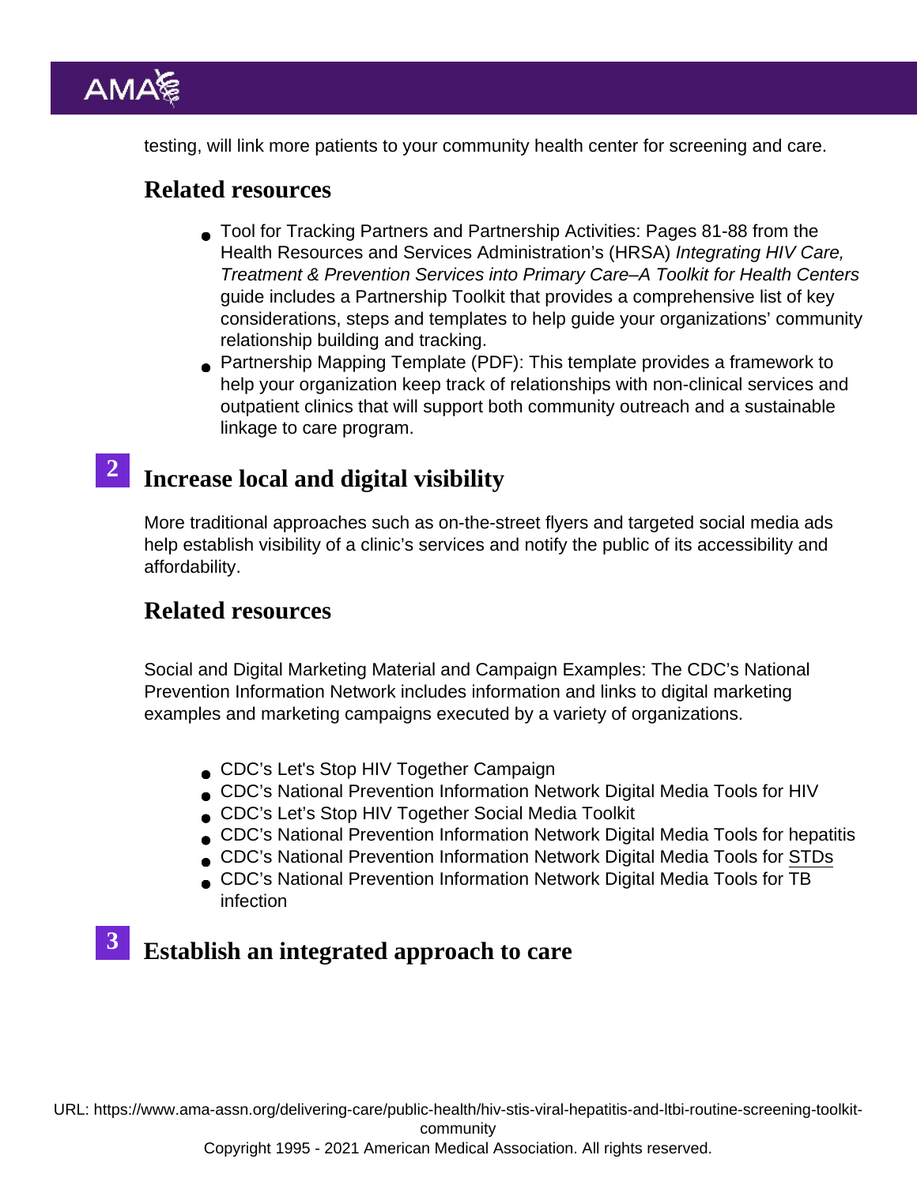testing, will link more patients to your community health center for screening and care.

### Related resources

- Tool for Tracking Partners and Partnership Activities: Pages 81-88 from the Health Resources and Services Administration's (HRSA) *Integrating HIV Care, Treatment & Prevention Services into Primary Care–A Toolkit for Health Centers* guide includes a Partnership Toolkit that provides a comprehensive list of key considerations, steps and templates to help guide your organizations' community relationship building and tracking.
- Partnership Mapping Template (PDF): This template provides a framework to help your organization keep track of relationships with non-clinical services and outpatient clinics that will support both community outreach and a sustainable linkage to care program.

## 2 Increase local and digital visibility

More traditional approaches such as on-the-street flyers and targeted social media ads help establish visibility of a clinic's services and notify the public of its accessibility and affordability.

### Related resources

Social and Digital Marketing Material and Campaign Examples: The CDC's National Prevention Information Network includes information and links to digital marketing examples and marketing campaigns executed by a variety of organizations.

- CDC's Let's Stop HIV Together Campaign
- CDC's National Prevention Information Network Digital Media Tools for HIV
- CDC's Let's Stop HIV Together Social Media Toolkit
- CDC's National Prevention Information Network Digital Media Tools for hepatitis
- CDC's National Prevention Information Network Digital Media Tools for STDs
- CDC's National Prevention Information Network Digital Media Tools for TB infection

## 3 Establish an integrated approach to care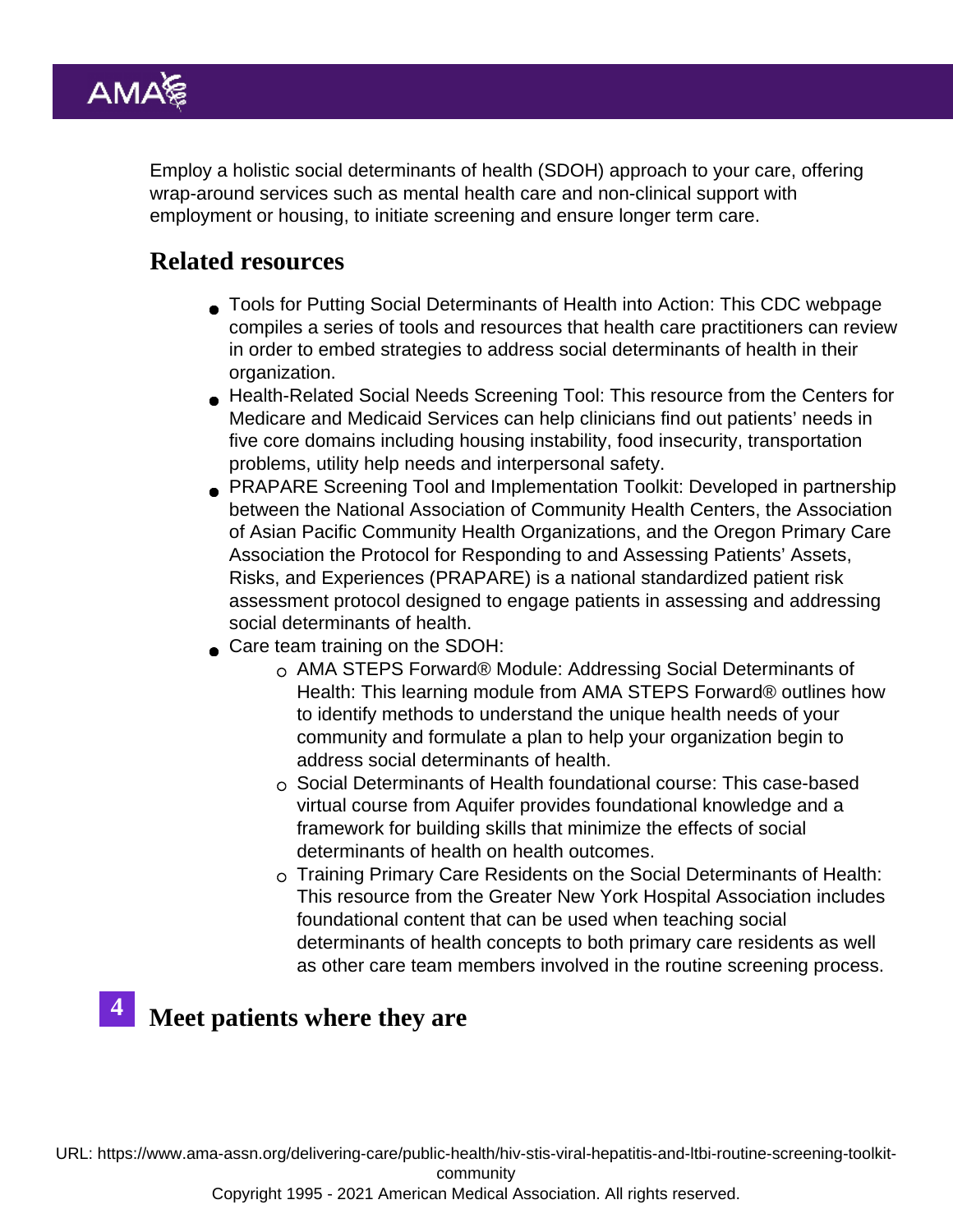Employ a holistic social determinants of health (SDOH) approach to your care, offering wrap-around services such as mental health care and non-clinical support with employment or housing, to initiate screening and ensure longer term care.

## Related resources

- Tools for Putting Social Determinants of Health into Action: This CDC webpage compiles a series of tools and resources that health care practitioners can review in order to embed strategies to address social determinants of health in their organization.
- Health-Related Social Needs Screening Tool: This resource from the Centers for Medicare and Medicaid Services can help clinicians find out patients' needs in five core domains including housing instability, food insecurity, transportation problems, utility help needs and interpersonal safety.
- PRAPARE Screening Tool and Implementation Toolkit: Developed in partnership between the National Association of Community Health Centers, the Association of Asian Pacific Community Health Organizations, and the Oregon Primary Care Association the Protocol for Responding to and Assessing Patients' Assets, Risks, and Experiences (PRAPARE) is a national standardized patient risk assessment protocol designed to engage patients in assessing and addressing social determinants of health.
- Care team training on the SDOH:
  - AMA STEPS Forward® Module: Addressing Social Determinants of Health: This learning module from AMA STEPS Forward® outlines how to identify methods to understand the unique health needs of your community and formulate a plan to help your organization begin to address social determinants of health.
  - Social Determinants of Health foundational course: This case-based virtual course from Aquifer provides foundational knowledge and a framework for building skills that minimize the effects of social determinants of health on health outcomes.
  - Training Primary Care Residents on the Social Determinants of Health: This resource from the Greater New York Hospital Association includes foundational content that can be used when teaching social determinants of health concepts to both primary care residents as well as other care team members involved in the routine screening process.

## 4 Meet patients where they are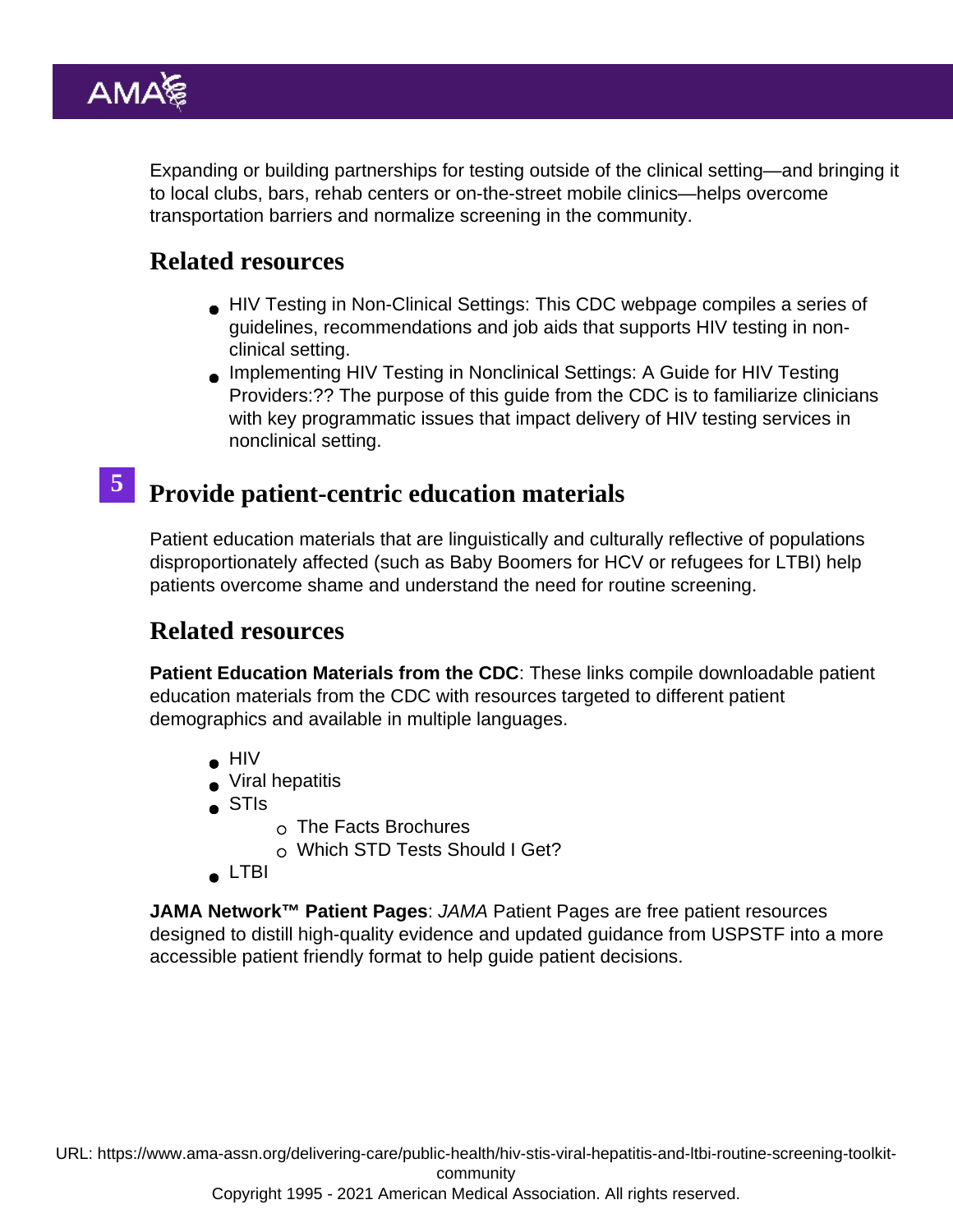Expanding or building partnerships for testing outside of the clinical setting—and bringing it to local clubs, bars, rehab centers or on-the-street mobile clinics—helps overcome transportation barriers and normalize screening in the community.

## Related resources

- HIV Testing in Non-Clinical Settings: This CDC webpage compiles a series of guidelines, recommendations and job aids that supports HIV testing in non-clinical setting.
- Implementing HIV Testing in Nonclinical Settings: A Guide for HIV Testing Providers:?? The purpose of this guide from the CDC is to familiarize clinicians with key programmatic issues that impact delivery of HIV testing services in nonclinical setting.

## 5 Provide patient-centric education materials

Patient education materials that are linguistically and culturally reflective of populations disproportionately affected (such as Baby Boomers for HCV or refugees for LTBI) help patients overcome shame and understand the need for routine screening.

## Related resources

**Patient Education Materials from the CDC**: These links compile downloadable patient education materials from the CDC with resources targeted to different patient demographics and available in multiple languages.

- HIV
- Viral hepatitis
- STIs
  - The Facts Brochures
  - Which STD Tests Should I Get?
- LTBI

**JAMA Network™ Patient Pages**: *JAMA* Patient Pages are free patient resources designed to distill high-quality evidence and updated guidance from USPSTF into a more accessible patient friendly format to help guide patient decisions.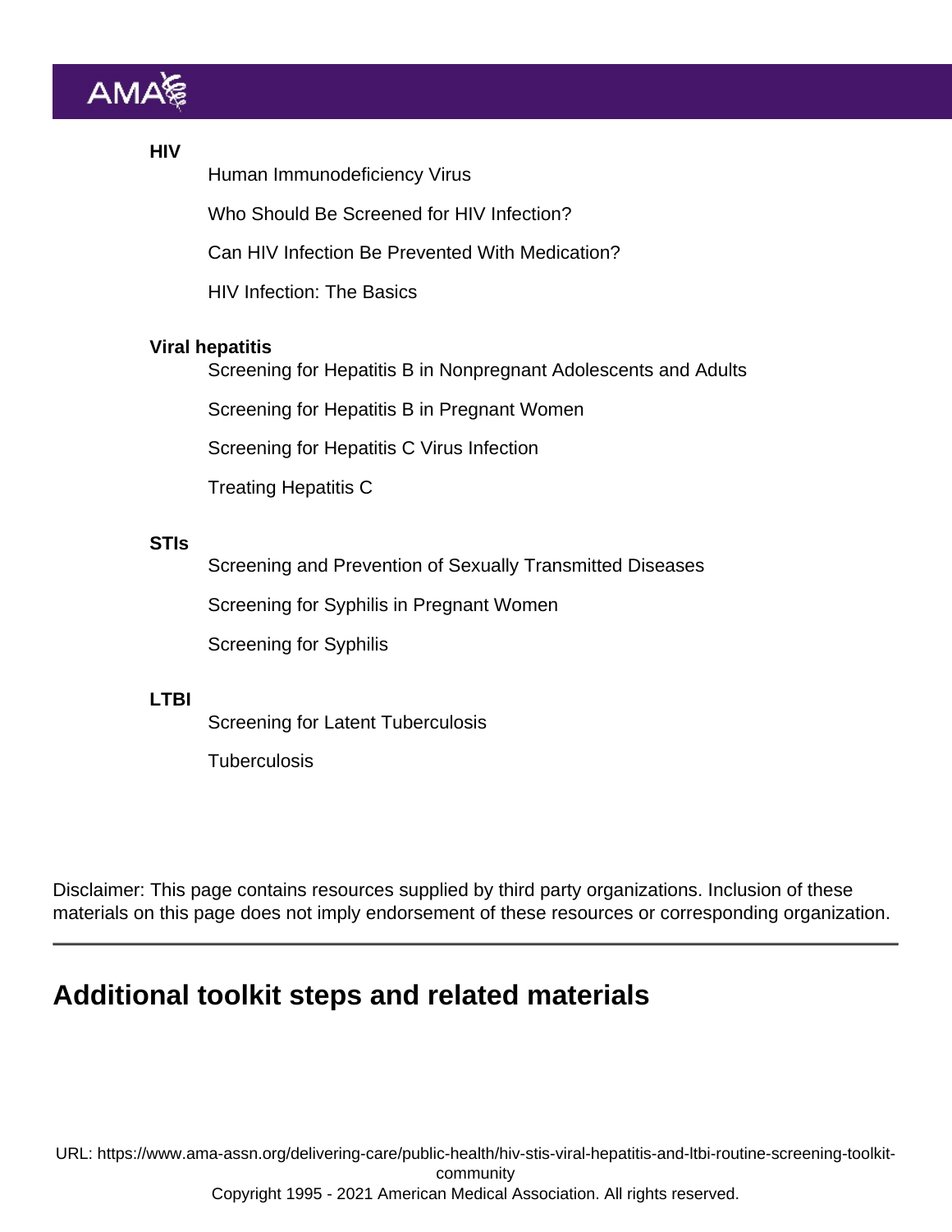**HIV**

- Human Immunodeficiency Virus
- Who Should Be Screened for HIV Infection?
- Can HIV Infection Be Prevented With Medication?
- HIV Infection: The Basics

**Viral hepatitis**

- Screening for Hepatitis B in Nonpregnant Adolescents and Adults
- Screening for Hepatitis B in Pregnant Women
- Screening for Hepatitis C Virus Infection
- Treating Hepatitis C

**STIs**

- Screening and Prevention of Sexually Transmitted Diseases
- Screening for Syphilis in Pregnant Women
- Screening for Syphilis

**LTBI**

- Screening for Latent Tuberculosis
- Tuberculosis

Disclaimer: This page contains resources supplied by third party organizations. Inclusion of these materials on this page does not imply endorsement of these resources or corresponding organization.

---

## Additional toolkit steps and related materials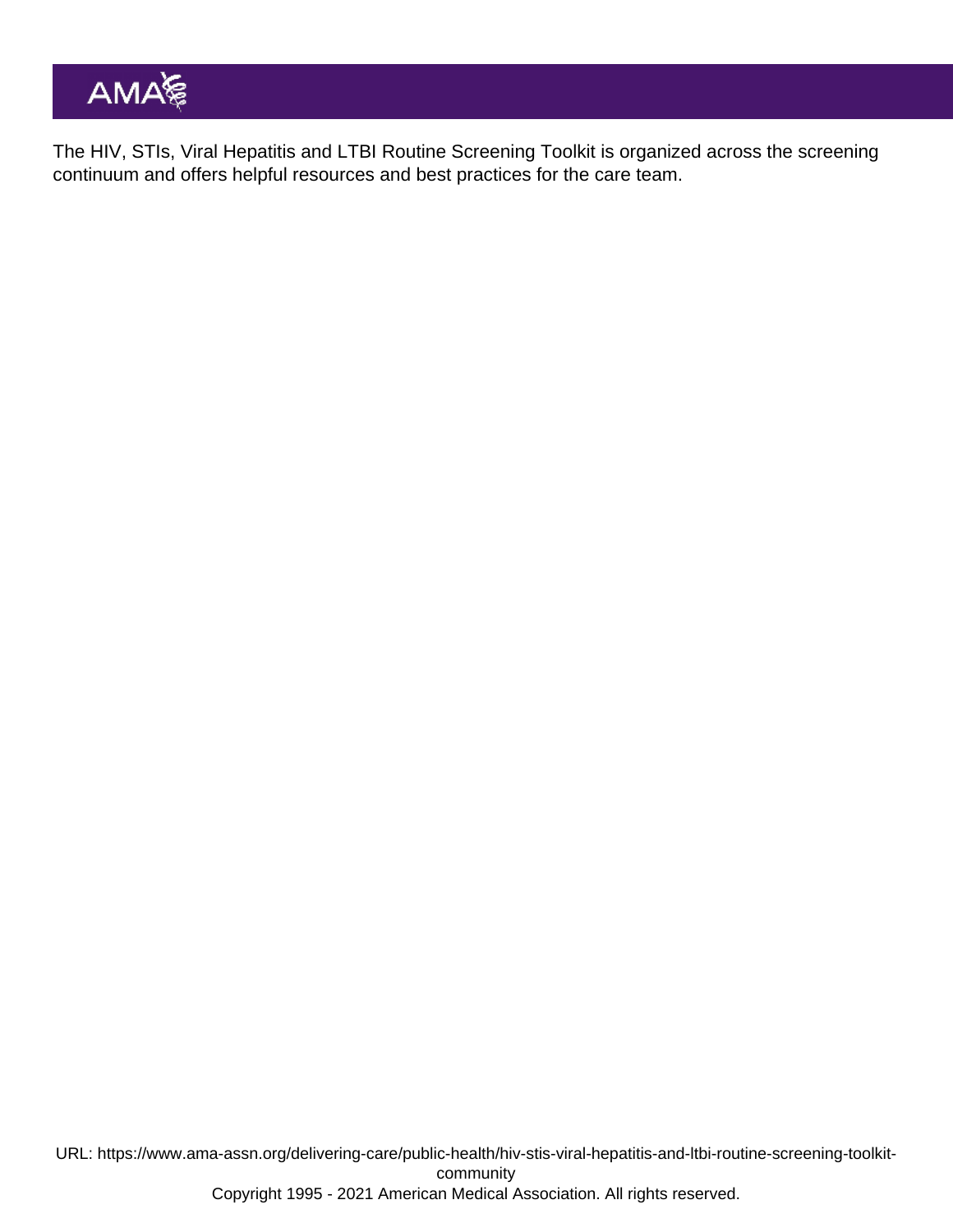The HIV, STIs, Viral Hepatitis and LTBI Routine Screening Toolkit is organized across the screening continuum and offers helpful resources and best practices for the care team.